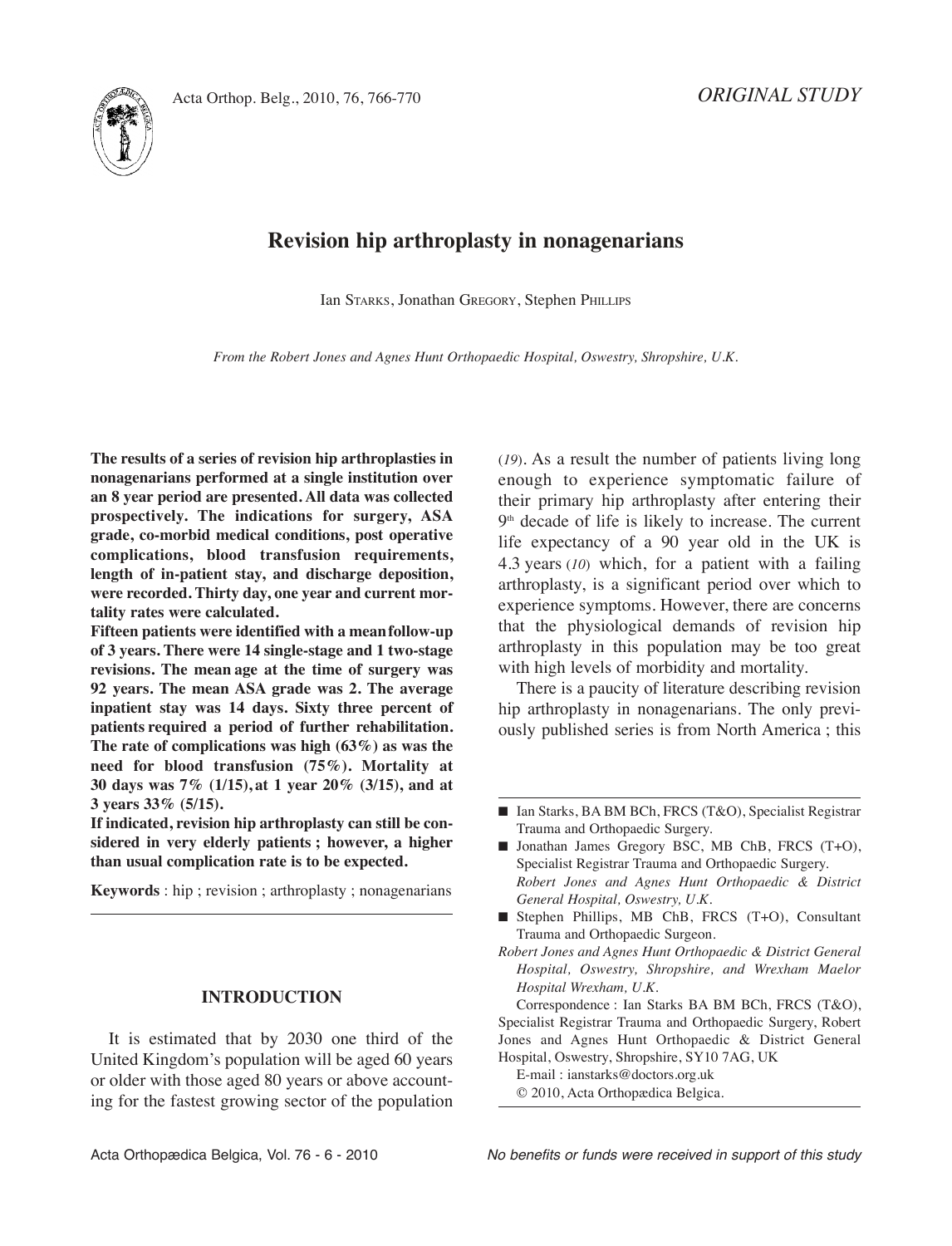*ORIGINAL STUDY*

# Revision hip arthroplasty in nonagenarians

Ian Starks, Jonathan Gregory, Stephen Phillips

*From the Robert Jones and Agnes Hunt Orthopaedic Hospital, Oswestry, Shropshire, U.K.*

**The results of a series of revision hip arthroplasties in nonagenarians performed at a single institution over an 8 year period are presented. All data was collected prospectively. The indications for surgery, ASA grade, co-morbid medical conditions, post operative complications, blood transfusion requirements, length of in-patient stay, and discharge deposition, were recorded. Thirty day, one year and current mortality rates were calculated.**

**Fifteen patients were identified with a mean follow-up of 3 years. There were 14 single-stage and 1 two-stage revisions. The mean age at the time of surgery was 92 years. The mean ASA grade was 2. The average inpatient stay was 14 days. Sixty three percent of patients required a period of further rehabilitation. The rate of complications was high (63%) as was the need for blood transfusion (75%). Mortality at 30 days was 7% (1/15), at 1 year 20% (3/15), and at 3 years 33% (5/15).**

**If indicated, revision hip arthroplasty can still be considered in very elderly patients ; however, a higher than usual complication rate is to be expected.**

**Keywords** : hip ; revision ; arthroplasty ; nonagenarians

## INTRODUCTION

It is estimated that by 2030 one third of the United Kingdom's population will be aged 60 years or older with those aged 80 years or above accounting for the fastest growing sector of the population (*19*). As a result the number of patients living long enough to experience symptomatic failure of their primary hip arthroplasty after entering their 9th decade of life is likely to increase. The current life expectancy of a 90 year old in the UK is 4.3 years (*10*) which, for a patient with a failing arthroplasty, is a significant period over which to experience symptoms. However, there are concerns that the physiological demands of revision hip arthroplasty in this population may be too great with high levels of morbidity and mortality.

There is a paucity of literature describing revision hip arthroplasty in nonagenarians. The only previously published series is from North America ; this

---

- Ian Starks, BA BM BCh, FRCS (T&O), Specialist Registrar Trauma and Orthopaedic Surgery.
- Jonathan James Gregory BSC, MB ChB, FRCS (T+O), Specialist Registrar Trauma and Orthopaedic Surgery. *Robert Jones and Agnes Hunt Orthopaedic & District General Hospital, Oswestry, U.K.*
- Stephen Phillips, MB ChB, FRCS (T+O), Consultant Trauma and Orthopaedic Surgeon.

*Robert Jones and Agnes Hunt Orthopaedic & District General Hospital, Oswestry, Shropshire, and Wrexham Maelor Hospital Wrexham, U.K.*

Correspondence : Ian Starks BA BM BCh, FRCS (T&O), Specialist Registrar Trauma and Orthopaedic Surgery, Robert Jones and Agnes Hunt Orthopaedic & District General Hospital, Oswestry, Shropshire, SY10 7AG, UK

E-mail : ianstarks@doctors.org.uk

© 2010, Acta Orthopædica Belgica.

*No benefits or funds were received in support of this study*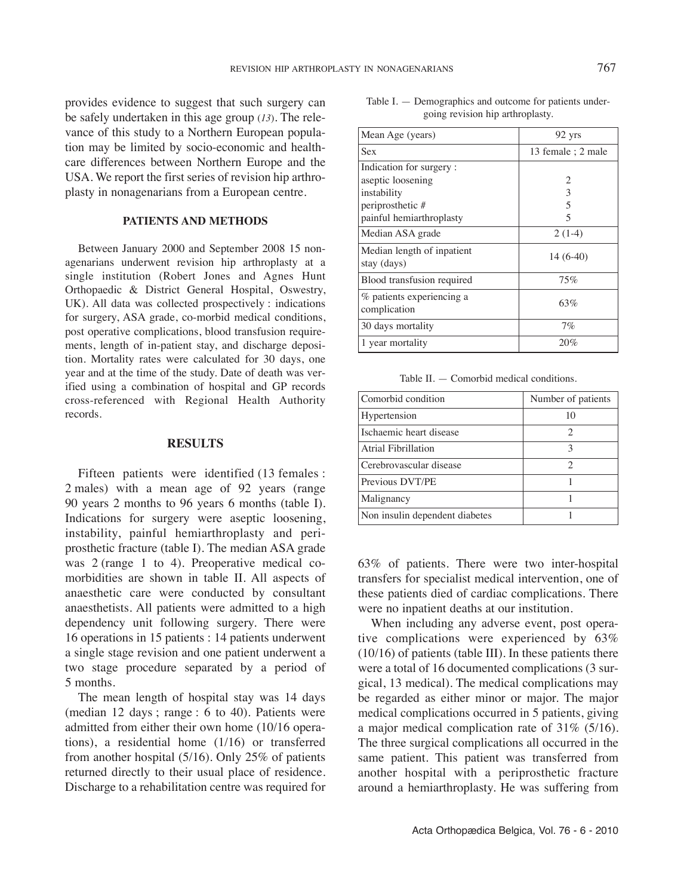provides evidence to suggest that such surgery can be safely undertaken in this age group (13). The relevance of this study to a Northern European population may be limited by socio-economic and healthcare differences between Northern Europe and the USA. We report the first series of revision hip arthroplasty in nonagenarians from a European centre.

## PATIENTS AND METHODS

Between January 2000 and September 2008 15 nonagenarians underwent revision hip arthroplasty at a single institution (Robert Jones and Agnes Hunt Orthopaedic & District General Hospital, Oswestry, UK). All data was collected prospectively : indications for surgery, ASA grade, co-morbid medical conditions, post operative complications, blood transfusion requirements, length of in-patient stay, and discharge deposition. Mortality rates were calculated for 30 days, one year and at the time of the study. Date of death was verified using a combination of hospital and GP records cross-referenced with Regional Health Authority records.

## RESULTS

Fifteen patients were identified (13 females : 2 males) with a mean age of 92 years (range 90 years 2 months to 96 years 6 months) (table I). Indications for surgery were aseptic loosening, instability, painful hemiarthroplasty and periprosthetic fracture (table I). The median ASA grade was 2 (range 1 to 4). Preoperative medical comorbidities are shown in table II. All aspects of anaesthetic care were conducted by consultant anaesthetists. All patients were admitted to a high dependency unit following surgery. There were 16 operations in 15 patients : 14 patients underwent a single stage revision and one patient underwent a two stage procedure separated by a period of 5 months.

The mean length of hospital stay was 14 days (median 12 days ; range : 6 to 40). Patients were admitted from either their own home (10/16 operations), a residential home (1/16) or transferred from another hospital (5/16). Only 25% of patients returned directly to their usual place of residence. Discharge to a rehabilitation centre was required for 63% of patients. There were two inter-hospital transfers for specialist medical intervention, one of these patients died of cardiac complications. There were no inpatient deaths at our institution.

When including any adverse event, post operative complications were experienced by 63% (10/16) of patients (table III). In these patients there were a total of 16 documented complications (3 surgical, 13 medical). The medical complications may be regarded as either minor or major. The major medical complications occurred in 5 patients, giving a major medical complication rate of 31% (5/16). The three surgical complications all occurred in the same patient. This patient was transferred from another hospital with a periprosthetic fracture around a hemiarthroplasty. He was suffering from

Table I. — Demographics and outcome for patients undergoing revision hip arthroplasty.

| | |
|---|---|
| Mean Age (years) | 92 yrs |
| Sex | 13 female ; 2 male |
| Indication for surgery :<br>aseptic loosening<br>instability<br>periprosthetic #<br>painful hemiarthroplasty | <br>2<br>3<br>5<br>5 |
| Median ASA grade | 2 (1-4) |
| Median length of inpatient stay (days) | 14 (6-40) |
| Blood transfusion required | 75% |
| % patients experiencing a complication | 63% |
| 30 days mortality | 7% |
| 1 year mortality | 20% |

Table II. — Comorbid medical conditions.

| Comorbid condition | Number of patients |
|---|---|
| Hypertension | 10 |
| Ischaemic heart disease | 2 |
| Atrial Fibrillation | 3 |
| Cerebrovascular disease | 2 |
| Previous DVT/PE | 1 |
| Malignancy | 1 |
| Non insulin dependent diabetes | 1 |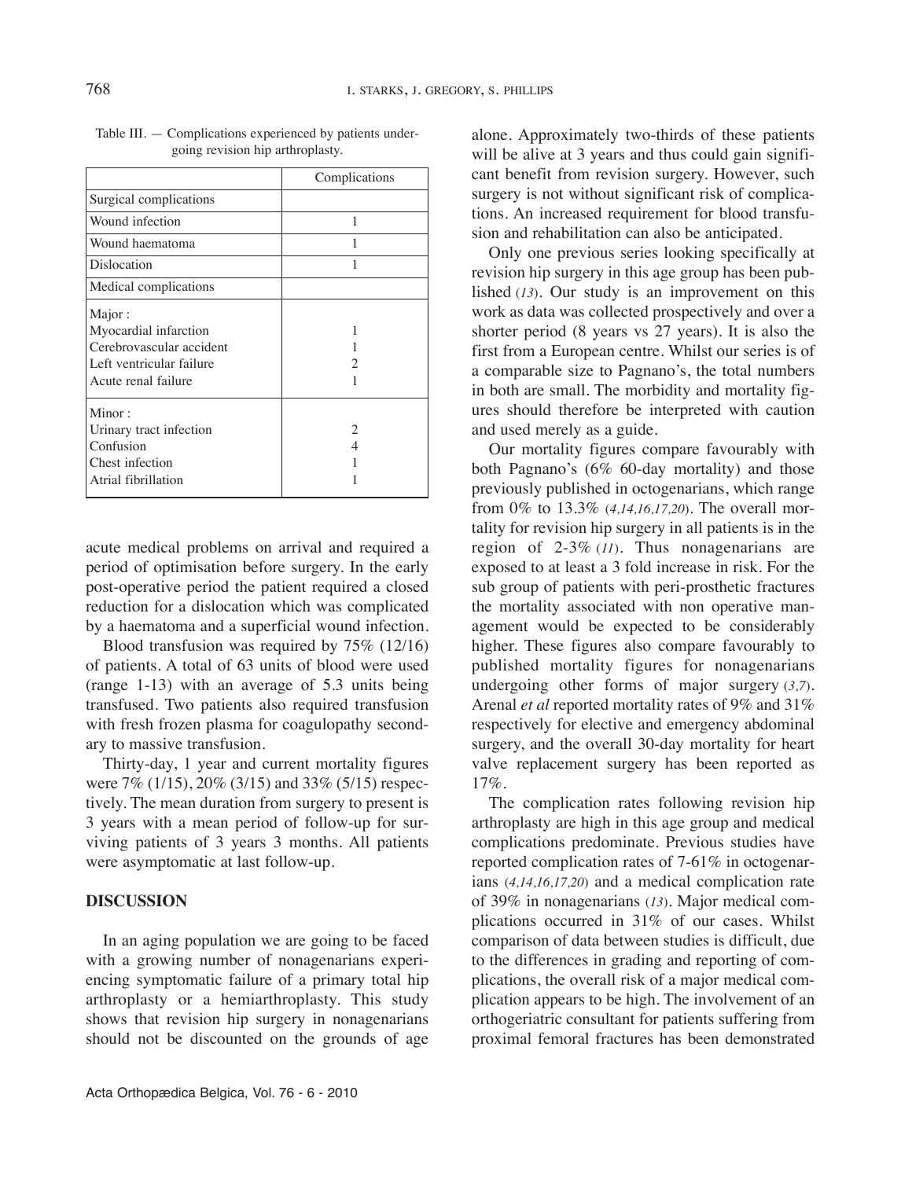Table III. — Complications experienced by patients undergoing revision hip arthroplasty.

| | Complications |
|---|---|
| Surgical complications | |
| Wound infection | 1 |
| Wound haematoma | 1 |
| Dislocation | 1 |
| Medical complications | |
| Major : | |
| Myocardial infarction | 1 |
| Cerebrovascular accident | 1 |
| Left ventricular failure | 2 |
| Acute renal failure | 1 |
| Minor : | |
| Urinary tract infection | 2 |
| Confusion | 4 |
| Chest infection | 1 |
| Atrial fibrillation | 1 |

acute medical problems on arrival and required a period of optimisation before surgery. In the early post-operative period the patient required a closed reduction for a dislocation which was complicated by a haematoma and a superficial wound infection.

Blood transfusion was required by 75% (12/16) of patients. A total of 63 units of blood were used (range 1-13) with an average of 5.3 units being transfused. Two patients also required transfusion with fresh frozen plasma for coagulopathy secondary to massive transfusion.

Thirty-day, 1 year and current mortality figures were 7% (1/15), 20% (3/15) and 33% (5/15) respectively. The mean duration from surgery to present is 3 years with a mean period of follow-up for surviving patients of 3 years 3 months. All patients were asymptomatic at last follow-up.

## DISCUSSION

In an aging population we are going to be faced with a growing number of nonagenarians experiencing symptomatic failure of a primary total hip arthroplasty or a hemiarthroplasty. This study shows that revision hip surgery in nonagenarians should not be discounted on the grounds of age alone. Approximately two-thirds of these patients will be alive at 3 years and thus could gain significant benefit from revision surgery. However, such surgery is not without significant risk of complications. An increased requirement for blood transfusion and rehabilitation can also be anticipated.

Only one previous series looking specifically at revision hip surgery in this age group has been published (*13*). Our study is an improvement on this work as data was collected prospectively and over a shorter period (8 years vs 27 years). It is also the first from a European centre. Whilst our series is of a comparable size to Pagnano's, the total numbers in both are small. The morbidity and mortality figures should therefore be interpreted with caution and used merely as a guide.

Our mortality figures compare favourably with both Pagnano's (6% 60-day mortality) and those previously published in octogenarians, which range from 0% to 13.3% (*4,14,16,17,20*). The overall mortality for revision hip surgery in all patients is in the region of 2-3% (*11*). Thus nonagenarians are exposed to at least a 3 fold increase in risk. For the sub group of patients with peri-prosthetic fractures the mortality associated with non operative management would be expected to be considerably higher. These figures also compare favourably to published mortality figures for nonagenarians undergoing other forms of major surgery (*3,7*). Arenal *et al* reported mortality rates of 9% and 31% respectively for elective and emergency abdominal surgery, and the overall 30-day mortality for heart valve replacement surgery has been reported as 17%.

The complication rates following revision hip arthroplasty are high in this age group and medical complications predominate. Previous studies have reported complication rates of 7-61% in octogenarians (*4,14,16,17,20*) and a medical complication rate of 39% in nonagenarians (*13*). Major medical complications occurred in 31% of our cases. Whilst comparison of data between studies is difficult, due to the differences in grading and reporting of complications, the overall risk of a major medical complication appears to be high. The involvement of an orthogeriatric consultant for patients suffering from proximal femoral fractures has been demonstrated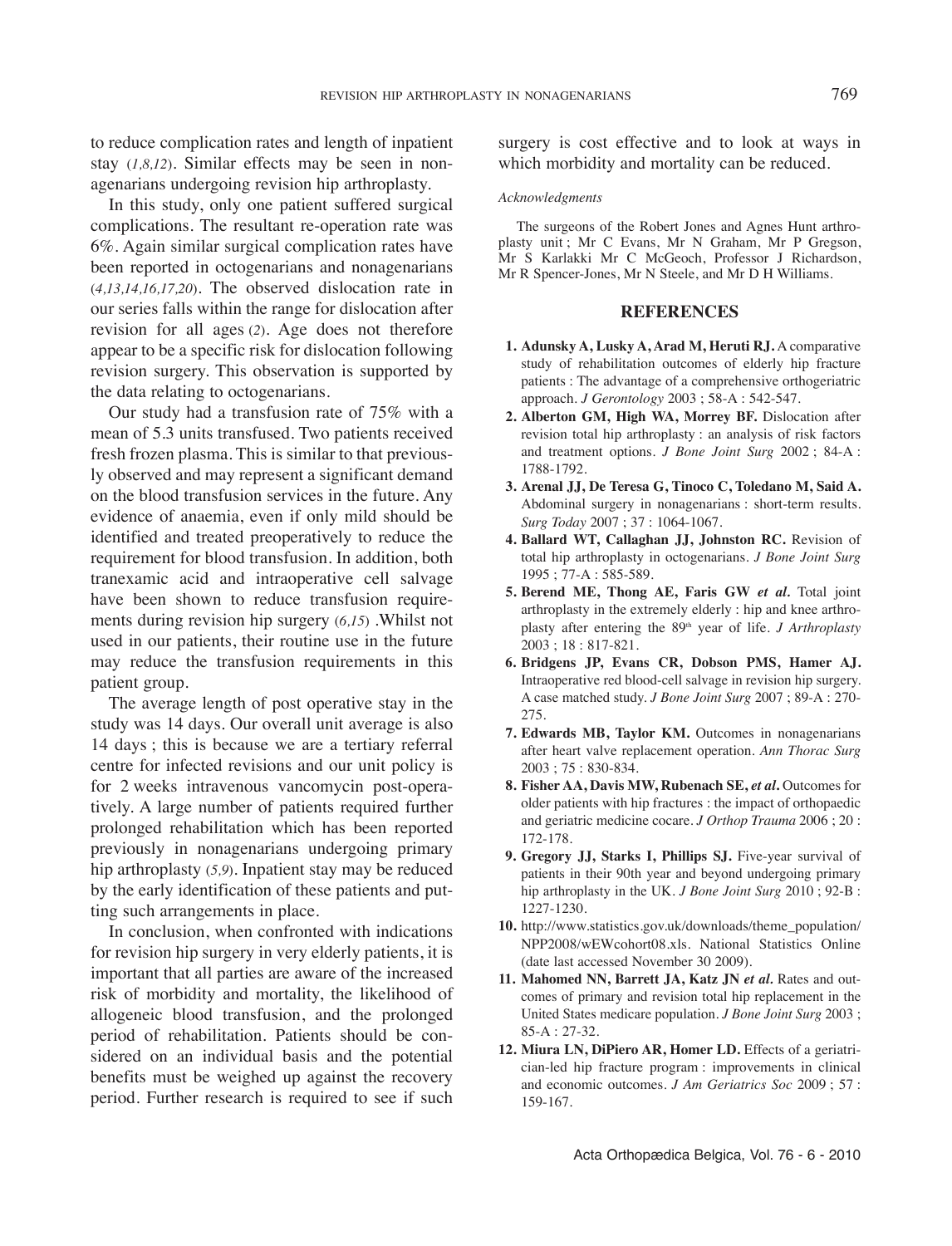to reduce complication rates and length of inpatient stay (*1,8,12*). Similar effects may be seen in nonagenarians undergoing revision hip arthroplasty.

In this study, only one patient suffered surgical complications. The resultant re-operation rate was 6%. Again similar surgical complication rates have been reported in octogenarians and nonagenarians (*4,13,14,16,17,20*). The observed dislocation rate in our series falls within the range for dislocation after revision for all ages (*2*). Age does not therefore appear to be a specific risk for dislocation following revision surgery. This observation is supported by the data relating to octogenarians.

Our study had a transfusion rate of 75% with a mean of 5.3 units transfused. Two patients received fresh frozen plasma. This is similar to that previously observed and may represent a significant demand on the blood transfusion services in the future. Any evidence of anaemia, even if only mild should be identified and treated preoperatively to reduce the requirement for blood transfusion. In addition, both tranexamic acid and intraoperative cell salvage have been shown to reduce transfusion requirements during revision hip surgery (*6,15*) .Whilst not used in our patients, their routine use in the future may reduce the transfusion requirements in this patient group.

The average length of post operative stay in the study was 14 days. Our overall unit average is also 14 days ; this is because we are a tertiary referral centre for infected revisions and our unit policy is for 2 weeks intravenous vancomycin post-operatively. A large number of patients required further prolonged rehabilitation which has been reported previously in nonagenarians undergoing primary hip arthroplasty (*5,9*). Inpatient stay may be reduced by the early identification of these patients and putting such arrangements in place.

In conclusion, when confronted with indications for revision hip surgery in very elderly patients, it is important that all parties are aware of the increased risk of morbidity and mortality, the likelihood of allogeneic blood transfusion, and the prolonged period of rehabilitation. Patients should be considered on an individual basis and the potential benefits must be weighed up against the recovery period. Further research is required to see if such surgery is cost effective and to look at ways in which morbidity and mortality can be reduced.

*Acknowledgments*

The surgeons of the Robert Jones and Agnes Hunt arthroplasty unit ; Mr C Evans, Mr N Graham, Mr P Gregson, Mr S Karlakki Mr C McGeoch, Professor J Richardson, Mr R Spencer-Jones, Mr N Steele, and Mr D H Williams.

## REFERENCES

1. **Adunsky A, Lusky A, Arad M, Heruti RJ.** A comparative study of rehabilitation outcomes of elderly hip fracture patients : The advantage of a comprehensive orthogeriatric approach. *J Gerontology* 2003 ; 58-A : 542-547.
2. **Alberton GM, High WA, Morrey BF.** Dislocation after revision total hip arthroplasty : an analysis of risk factors and treatment options. *J Bone Joint Surg* 2002 ; 84-A : 1788-1792.
3. **Arenal JJ, De Teresa G, Tinoco C, Toledano M, Said A.** Abdominal surgery in nonagenarians : short-term results. *Surg Today* 2007 ; 37 : 1064-1067.
4. **Ballard WT, Callaghan JJ, Johnston RC.** Revision of total hip arthroplasty in octogenarians. *J Bone Joint Surg* 1995 ; 77-A : 585-589.
5. **Berend ME, Thong AE, Faris GW *et al.*** Total joint arthroplasty in the extremely elderly : hip and knee arthroplasty after entering the 89th year of life. *J Arthroplasty* 2003 ; 18 : 817-821.
6. **Bridgens JP, Evans CR, Dobson PMS, Hamer AJ.** Intraoperative red blood-cell salvage in revision hip surgery. A case matched study. *J Bone Joint Surg* 2007 ; 89-A : 270-275.
7. **Edwards MB, Taylor KM.** Outcomes in nonagenarians after heart valve replacement operation. *Ann Thorac Surg* 2003 ; 75 : 830-834.
8. **Fisher AA, Davis MW, Rubenach SE, *et al.*** Outcomes for older patients with hip fractures : the impact of orthopaedic and geriatric medicine cocare. *J Orthop Trauma* 2006 ; 20 : 172-178.
9. **Gregory JJ, Starks I, Phillips SJ.** Five-year survival of patients in their 90th year and beyond undergoing primary hip arthroplasty in the UK. *J Bone Joint Surg* 2010 ; 92-B : 1227-1230.
10. http://www.statistics.gov.uk/downloads/theme_population/NPP2008/wEWcohort08.xls. National Statistics Online (date last accessed November 30 2009).
11. **Mahomed NN, Barrett JA, Katz JN *et al.*** Rates and outcomes of primary and revision total hip replacement in the United States medicare population. *J Bone Joint Surg* 2003 ; 85-A : 27-32.
12. **Miura LN, DiPiero AR, Homer LD.** Effects of a geriatrician-led hip fracture program : improvements in clinical and economic outcomes. *J Am Geriatrics Soc* 2009 ; 57 : 159-167.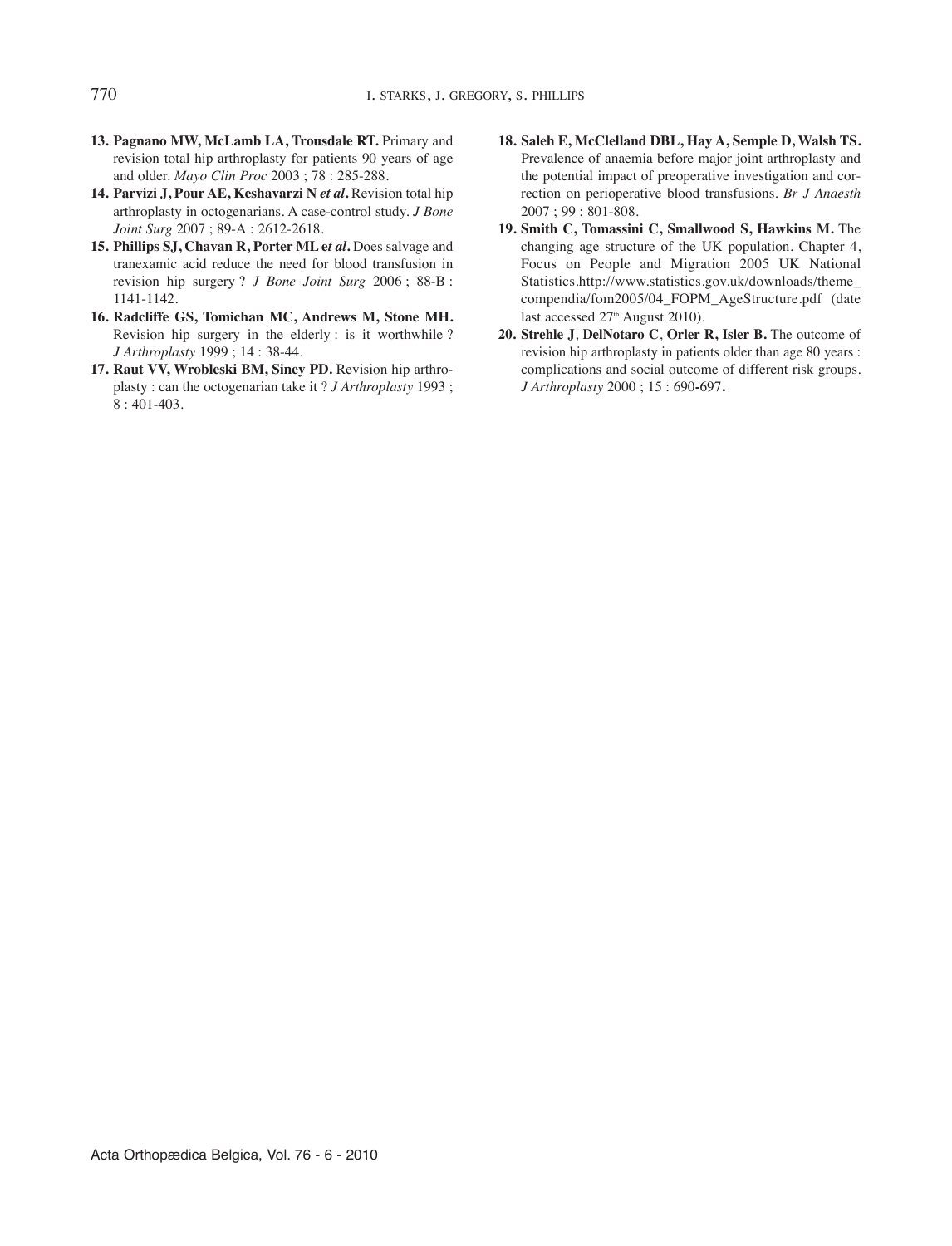13. **Pagnano MW, McLamb LA, Trousdale RT.** Primary and revision total hip arthroplasty for patients 90 years of age and older. *Mayo Clin Proc* 2003 ; 78 : 285-288.
14. **Parvizi J, Pour AE, Keshavarzi N *et al*.** Revision total hip arthroplasty in octogenarians. A case-control study. *J Bone Joint Surg* 2007 ; 89-A : 2612-2618.
15. **Phillips SJ, Chavan R, Porter ML e*t al*.** Does salvage and tranexamic acid reduce the need for blood transfusion in revision hip surgery ? *J Bone Joint Surg* 2006 ; 88-B : 1141-1142.
16. **Radcliffe GS, Tomichan MC, Andrews M, Stone MH.** Revision hip surgery in the elderly : is it worthwhile ? *J Arthroplasty* 1999 ; 14 : 38-44.
17. **Raut VV, Wrobleski BM, Siney PD.** Revision hip arthroplasty : can the octogenarian take it ? *J Arthroplasty* 1993 ; 8 : 401-403.
18. **Saleh E, McClelland DBL, Hay A, Semple D, Walsh TS.** Prevalence of anaemia before major joint arthroplasty and the potential impact of preoperative investigation and correction on perioperative blood transfusions. *Br J Anaesth* 2007 ; 99 : 801-808.
19. **Smith C, Tomassini C, Smallwood S, Hawkins M.** The changing age structure of the UK population. Chapter 4, Focus on People and Migration 2005 UK National Statistics.http://www.statistics.gov.uk/downloads/theme_compendia/fom2005/04_FOPM_AgeStructure.pdf (date last accessed 27th August 2010).
20. **Strehle J**, **DelNotaro C**, **Orler R, Isler B.** The outcome of revision hip arthroplasty in patients older than age 80 years : complications and social outcome of different risk groups. *J Arthroplasty* 2000 ; 15 : 690-697.